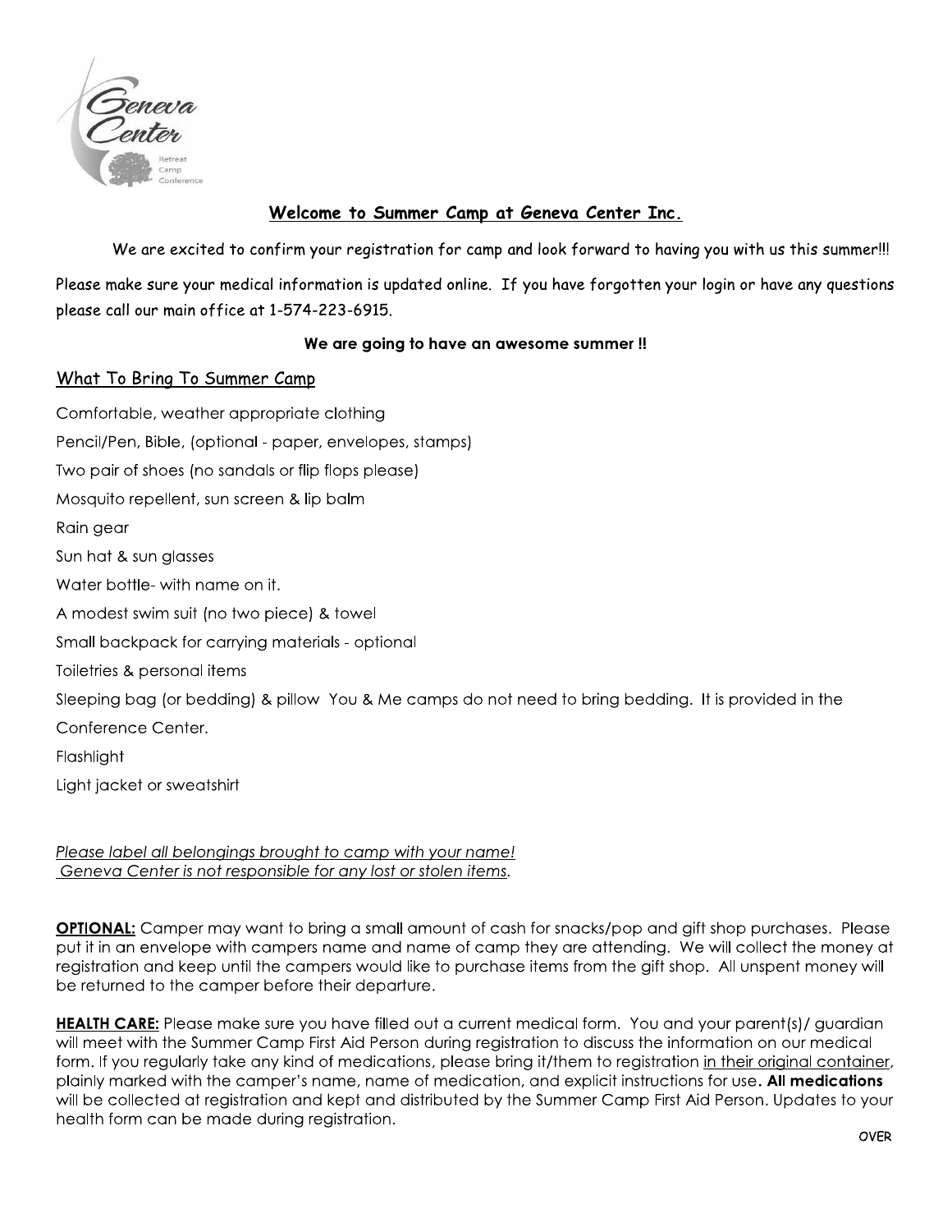## Welcome to Summer Camp at Geneva Center Inc.

We are excited to confirm your registration for camp and look forward to having you with us this summer!!!

Please make sure your medical information is updated online. If you have forgotten your login or have any questions please call our main office at 1-574-223-6915.

**We are going to have an awesome summer !!**

### What To Bring To Summer Camp

Comfortable, weather appropriate clothing

Pencil/Pen, Bible, (optional - paper, envelopes, stamps)

Two pair of shoes (no sandals or flip flops please)

Mosquito repellent, sun screen & lip balm

Rain gear

Sun hat & sun glasses

Water bottle- with name on it.

A modest swim suit (no two piece) & towel

Small backpack for carrying materials - optional

Toiletries & personal items

Sleeping bag (or bedding) & pillow You & Me camps do not need to bring bedding. It is provided in the Conference Center.

Flashlight

Light jacket or sweatshirt

*Please label all belongings brought to camp with your name!*
*Geneva Center is not responsible for any lost or stolen items.*

**OPTIONAL:** Camper may want to bring a small amount of cash for snacks/pop and gift shop purchases. Please put it in an envelope with campers name and name of camp they are attending. We will collect the money at registration and keep until the campers would like to purchase items from the gift shop. All unspent money will be returned to the camper before their departure.

**HEALTH CARE:** Please make sure you have filled out a current medical form. You and your parent(s)/ guardian will meet with the Summer Camp First Aid Person during registration to discuss the information on our medical form. If you regularly take any kind of medications, please bring it/them to registration in their original container, plainly marked with the camper's name, name of medication, and explicit instructions for use**. All medications** will be collected at registration and kept and distributed by the Summer Camp First Aid Person. Updates to your health form can be made during registration.

OVER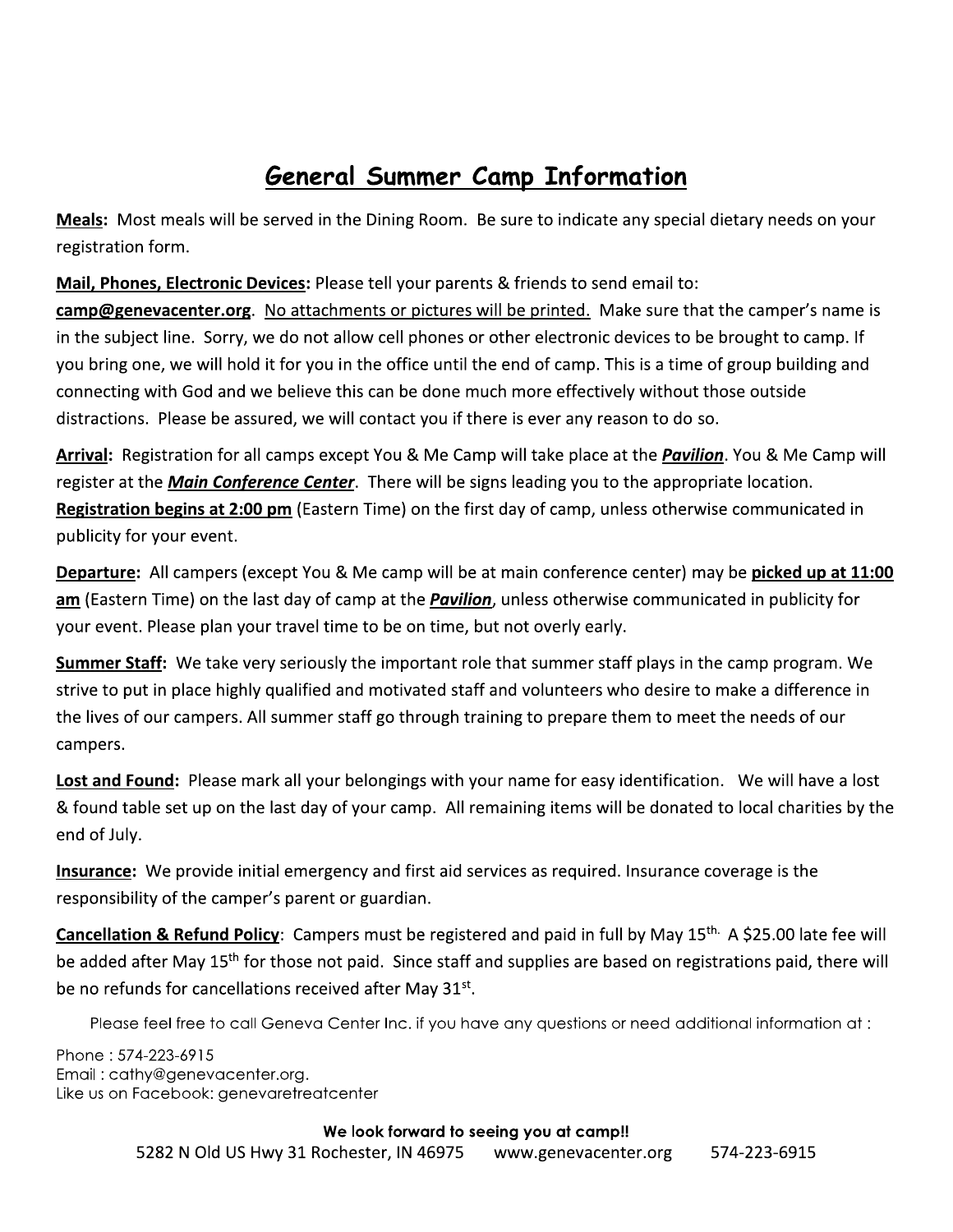# General Summer Camp Information

**Meals:** Most meals will be served in the Dining Room. Be sure to indicate any special dietary needs on your registration form.

**Mail, Phones, Electronic Devices:** Please tell your parents & friends to send email to: **camp@genevacenter.org**. No attachments or pictures will be printed. Make sure that the camper's name is in the subject line. Sorry, we do not allow cell phones or other electronic devices to be brought to camp. If you bring one, we will hold it for you in the office until the end of camp. This is a time of group building and connecting with God and we believe this can be done much more effectively without those outside distractions. Please be assured, we will contact you if there is ever any reason to do so.

**Arrival:** Registration for all camps except You & Me Camp will take place at the ***Pavilion***. You & Me Camp will register at the ***Main Conference Center***. There will be signs leading you to the appropriate location. **Registration begins at 2:00 pm** (Eastern Time) on the first day of camp, unless otherwise communicated in publicity for your event.

**Departure:** All campers (except You & Me camp will be at main conference center) may be **picked up at 11:00 am** (Eastern Time) on the last day of camp at the ***Pavilion***, unless otherwise communicated in publicity for your event. Please plan your travel time to be on time, but not overly early.

**Summer Staff:** We take very seriously the important role that summer staff plays in the camp program. We strive to put in place highly qualified and motivated staff and volunteers who desire to make a difference in the lives of our campers. All summer staff go through training to prepare them to meet the needs of our campers.

**Lost and Found:** Please mark all your belongings with your name for easy identification. We will have a lost & found table set up on the last day of your camp. All remaining items will be donated to local charities by the end of July.

**Insurance:** We provide initial emergency and first aid services as required. Insurance coverage is the responsibility of the camper's parent or guardian.

**Cancellation & Refund Policy:** Campers must be registered and paid in full by May 15th. A $25.00 late fee will be added after May 15th for those not paid. Since staff and supplies are based on registrations paid, there will be no refunds for cancellations received after May 31st.

Please feel free to call Geneva Center Inc. if you have any questions or need additional information at :

Phone : 574-223-6915
Email : cathy@genevacenter.org.
Like us on Facebook: genevaretreatcenter

**We look forward to seeing you at camp!!**

5282 N Old US Hwy 31 Rochester, IN 46975 www.genevacenter.org 574-223-6915